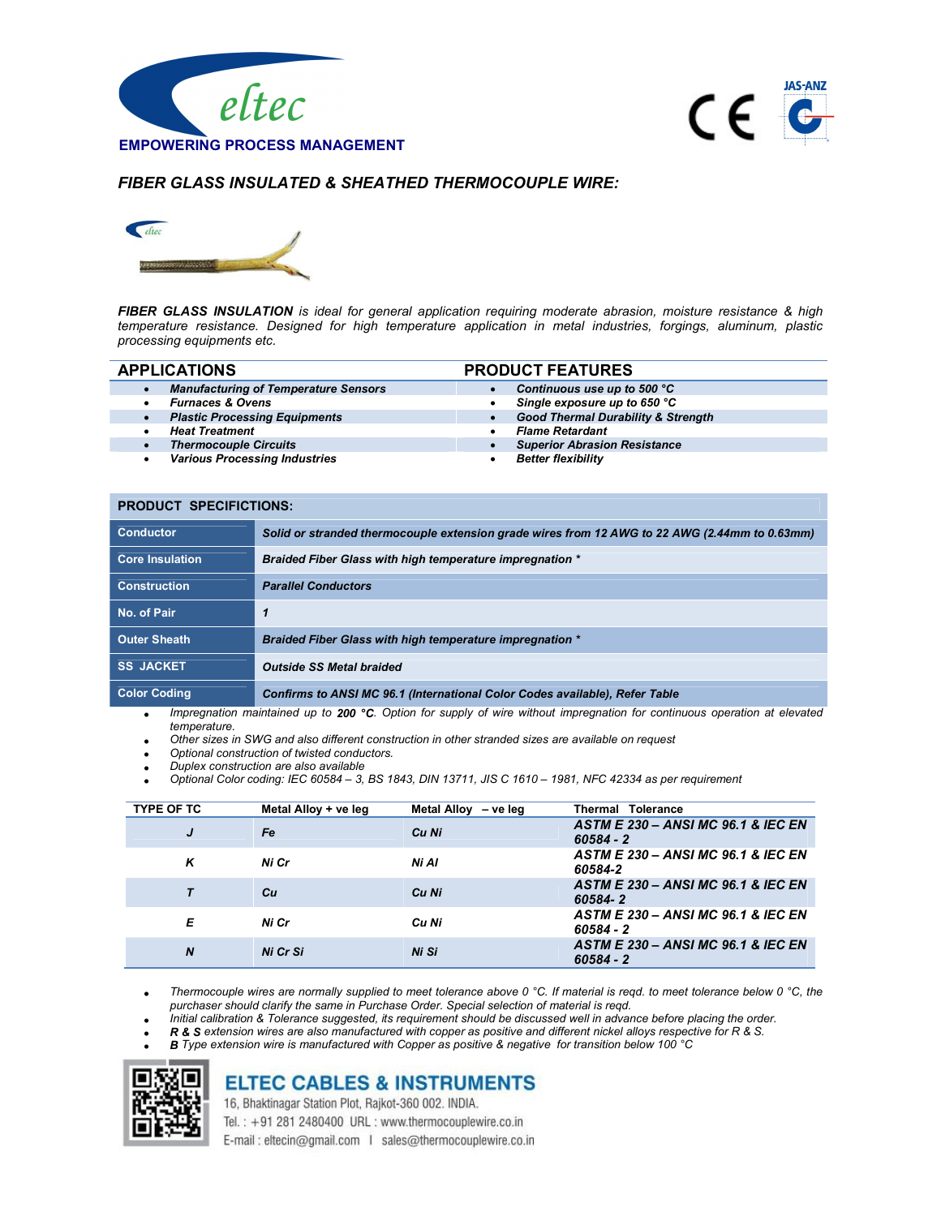eltec

**EMPOWERING PROCESS MANAGEMENT**

# *FIBER GLASS INSULATED & SHEATHED THERMOCOUPLE WIRE:*

***FIBER GLASS INSULATION** is ideal for general application requiring moderate abrasion, moisture resistance & high temperature resistance. Designed for high temperature application in metal industries, forgings, aluminum, plastic processing equipments etc.*

| APPLICATIONS | PRODUCT FEATURES |
|---|---|
| • ***Manufacturing of Temperature Sensors*** | • ***Continuous use up to 500 °C*** |
| • ***Furnaces & Ovens*** | • ***Single exposure up to 650 °C*** |
| • ***Plastic Processing Equipments*** | • ***Good Thermal Durability & Strength*** |
| • ***Heat Treatment*** | • ***Flame Retardant*** |
| • ***Thermocouple Circuits*** | • ***Superior Abrasion Resistance*** |
| • ***Various Processing Industries*** | • ***Better flexibility*** |

## PRODUCT SPECIFICTIONS:

| | |
|---|---|
| **Conductor** | ***Solid or stranded thermocouple extension grade wires from 12 AWG to 22 AWG (2.44mm to 0.63mm)*** |
| **Core Insulation** | ***Braided Fiber Glass with high temperature impregnation **** |
| **Construction** | ***Parallel Conductors*** |
| **No. of Pair** | ***1*** |
| **Outer Sheath** | ***Braided Fiber Glass with high temperature impregnation **** |
| **SS JACKET** | ***Outside SS Metal braided*** |
| **Color Coding** | ***Confirms to ANSI MC 96.1 (International Color Codes available), Refer Table*** |

- *Impregnation maintained up to **200 °C**. Option for supply of wire without impregnation for continuous operation at elevated temperature.*
- *Other sizes in SWG and also different construction in other stranded sizes are available on request*
- *Optional construction of twisted conductors.*
- *Duplex construction are also available*
- *Optional Color coding: IEC 60584 – 3, BS 1843, DIN 13711, JIS C 1610 – 1981, NFC 42334 as per requirement*

| TYPE OF TC | Metal Alloy + ve leg | Metal Alloy – ve leg | Thermal Tolerance |
|---|---|---|---|
| ***J*** | ***Fe*** | ***Cu Ni*** | ***ASTM E 230 – ANSI MC 96.1 & IEC EN 60584 - 2*** |
| ***K*** | ***Ni Cr*** | ***Ni Al*** | ***ASTM E 230 – ANSI MC 96.1 & IEC EN 60584-2*** |
| ***T*** | ***Cu*** | ***Cu Ni*** | ***ASTM E 230 – ANSI MC 96.1 & IEC EN 60584- 2*** |
| ***E*** | ***Ni Cr*** | ***Cu Ni*** | ***ASTM E 230 – ANSI MC 96.1 & IEC EN 60584 - 2*** |
| ***N*** | ***Ni Cr Si*** | ***Ni Si*** | ***ASTM E 230 – ANSI MC 96.1 & IEC EN 60584 - 2*** |

- *Thermocouple wires are normally supplied to meet tolerance above 0 °C. If material is reqd. to meet tolerance below 0 °C, the purchaser should clarify the same in Purchase Order. Special selection of material is reqd.*
- *Initial calibration & Tolerance suggested, its requirement should be discussed well in advance before placing the order.*
- ***R & S** extension wires are also manufactured with copper as positive and different nickel alloys respective for R & S.*
- ***B** Type extension wire is manufactured with Copper as positive & negative for transition below 100 °C*

**ELTEC CABLES & INSTRUMENTS**

16, Bhaktinagar Station Plot, Rajkot-360 002. INDIA.

Tel. : +91 281 2480400 URL : www.thermocouplewire.co.in

E-mail : eltecin@gmail.com | sales@thermocouplewire.co.in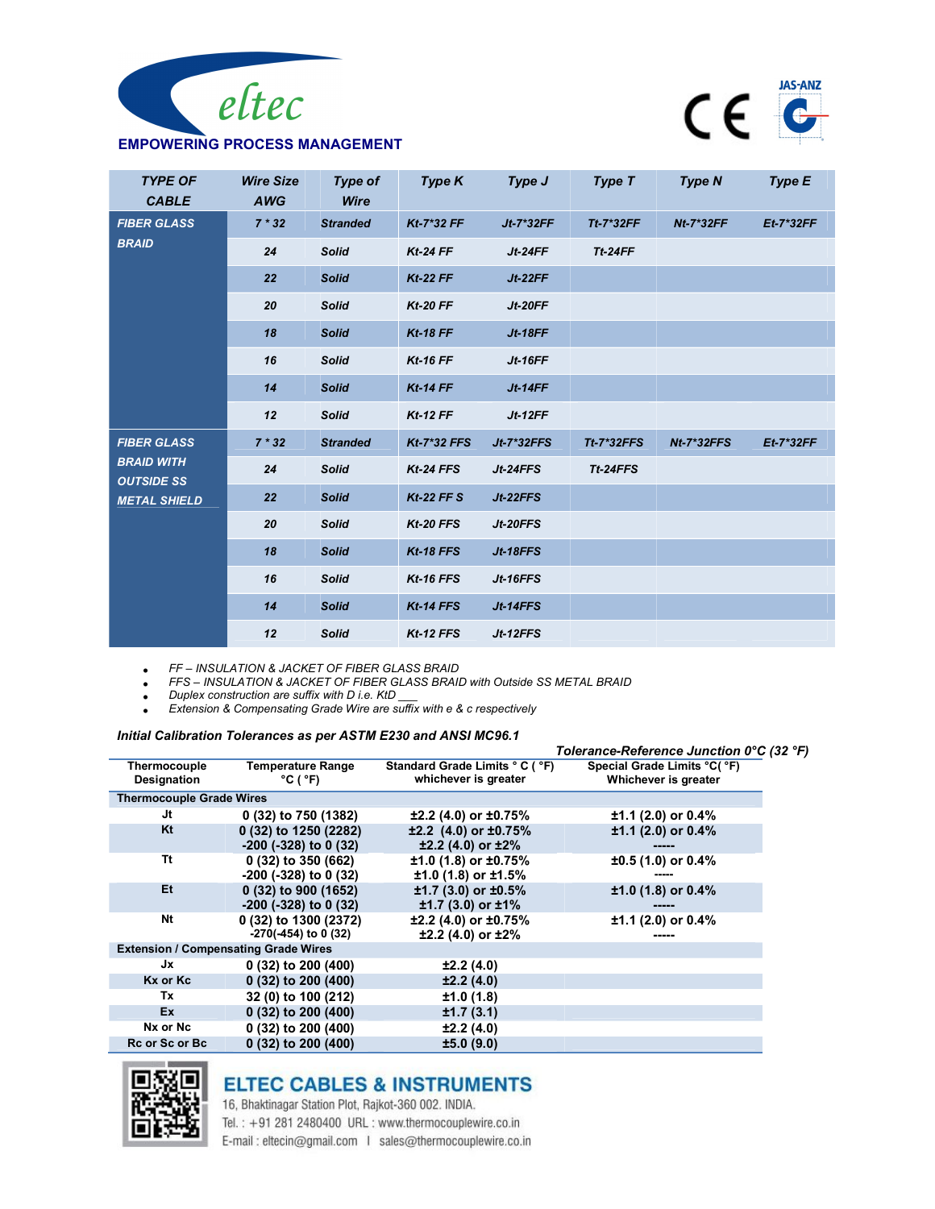eltec

**EMPOWERING PROCESS MANAGEMENT**

JAS-ANZ

| *TYPE OF CABLE* | *Wire Size AWG* | *Type of Wire* | *Type K* | *Type J* | *Type T* | *Type N* | *Type E* |
|---|---|---|---|---|---|---|---|
| ***FIBER GLASS BRAID*** | ***7 * 32*** | ***Stranded*** | ***Kt-7*32 FF*** | ***Jt-7*32FF*** | ***Tt-7*32FF*** | ***Nt-7*32FF*** | ***Et-7*32FF*** |
| | ***24*** | ***Solid*** | ***Kt-24 FF*** | ***Jt-24FF*** | ***Tt-24FF*** | | |
| | ***22*** | ***Solid*** | ***Kt-22 FF*** | ***Jt-22FF*** | | | |
| | ***20*** | ***Solid*** | ***Kt-20 FF*** | ***Jt-20FF*** | | | |
| | ***18*** | ***Solid*** | ***Kt-18 FF*** | ***Jt-18FF*** | | | |
| | ***16*** | ***Solid*** | ***Kt-16 FF*** | ***Jt-16FF*** | | | |
| | ***14*** | ***Solid*** | ***Kt-14 FF*** | ***Jt-14FF*** | | | |
| | ***12*** | ***Solid*** | ***Kt-12 FF*** | ***Jt-12FF*** | | | |
| ***FIBER GLASS BRAID WITH OUTSIDE SS METAL SHIELD*** | ***7 * 32*** | ***Stranded*** | ***Kt-7*32 FFS*** | ***Jt-7*32FFS*** | ***Tt-7*32FFS*** | ***Nt-7*32FFS*** | ***Et-7*32FF*** |
| | ***24*** | ***Solid*** | ***Kt-24 FFS*** | ***Jt-24FFS*** | ***Tt-24FFS*** | | |
| | ***22*** | ***Solid*** | ***Kt-22 FF S*** | ***Jt-22FFS*** | | | |
| | ***20*** | ***Solid*** | ***Kt-20 FFS*** | ***Jt-20FFS*** | | | |
| | ***18*** | ***Solid*** | ***Kt-18 FFS*** | ***Jt-18FFS*** | | | |
| | ***16*** | ***Solid*** | ***Kt-16 FFS*** | ***Jt-16FFS*** | | | |
| | ***14*** | ***Solid*** | ***Kt-14 FFS*** | ***Jt-14FFS*** | | | |
| | ***12*** | ***Solid*** | ***Kt-12 FFS*** | ***Jt-12FFS*** | | | |

- *FF – INSULATION & JACKET OF FIBER GLASS BRAID*
- *FFS – INSULATION & JACKET OF FIBER GLASS BRAID with Outside SS METAL BRAID*
- *Duplex construction are suffix with D i.e. KtD ___*
- *Extension & Compensating Grade Wire are suffix with e & c respectively*

***Initial Calibration Tolerances as per ASTM E230 and ANSI MC96.1***

***Tolerance-Reference Junction 0°C (32 °F)***

| Thermocouple Designation | Temperature Range °C ( °F) | Standard Grade Limits ° C ( °F) whichever is greater | Special Grade Limits °C( °F) Whichever is greater |
|---|---|---|---|
| **Thermocouple Grade Wires** | | | |
| **Jt** | **0 (32) to 750 (1382)** | **±2.2 (4.0) or ±0.75%** | **±1.1 (2.0) or 0.4%** |
| **Kt** | **0 (32) to 1250 (2282)**<br>**-200 (-328) to 0 (32)** | **±2.2 (4.0) or ±0.75%**<br>**±2.2 (4.0) or ±2%** | **±1.1 (2.0) or 0.4%**<br>**-----** |
| **Tt** | **0 (32) to 350 (662)**<br>**-200 (-328) to 0 (32)** | **±1.0 (1.8) or ±0.75%**<br>**±1.0 (1.8) or ±1.5%** | **±0.5 (1.0) or 0.4%**<br>**-----** |
| **Et** | **0 (32) to 900 (1652)**<br>**-200 (-328) to 0 (32)** | **±1.7 (3.0) or ±0.5%**<br>**±1.7 (3.0) or ±1%** | **±1.0 (1.8) or 0.4%**<br>**-----** |
| **Nt** | **0 (32) to 1300 (2372)**<br>**-270(-454) to 0 (32)** | **±2.2 (4.0) or ±0.75%**<br>**±2.2 (4.0) or ±2%** | **±1.1 (2.0) or 0.4%**<br>**-----** |
| **Extension / Compensating Grade Wires** | | | |
| **Jx** | **0 (32) to 200 (400)** | **±2.2 (4.0)** | |
| **Kx or Kc** | **0 (32) to 200 (400)** | **±2.2 (4.0)** | |
| **Tx** | **32 (0) to 100 (212)** | **±1.0 (1.8)** | |
| **Ex** | **0 (32) to 200 (400)** | **±1.7 (3.1)** | |
| **Nx or Nc** | **0 (32) to 200 (400)** | **±2.2 (4.0)** | |
| **Rc or Sc or Bc** | **0 (32) to 200 (400)** | **±5.0 (9.0)** | |

**ELTEC CABLES & INSTRUMENTS**

16, Bhaktinagar Station Plot, Rajkot-360 002. INDIA.

Tel. : +91 281 2480400 URL : www.thermocouplewire.co.in

E-mail : eltecin@gmail.com | sales@thermocouplewire.co.in